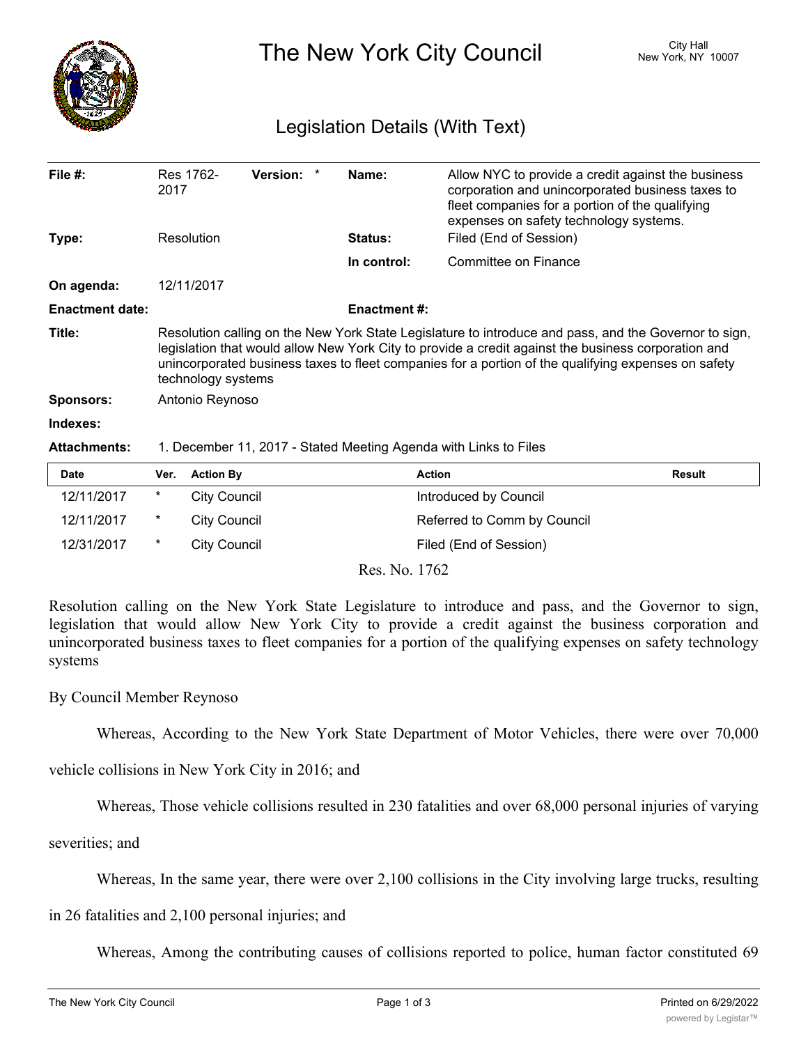# The New York City Council

City Hall
New York, NY 10007

## Legislation Details (With Text)

| | | | |
|---|---|---|---|
| **File #:** | Res 1762-2017 **Version:** * | **Name:** | Allow NYC to provide a credit against the business corporation and unincorporated business taxes to fleet companies for a portion of the qualifying expenses on safety technology systems. |
| **Type:** | Resolution | **Status:** | Filed (End of Session) |
| | | **In control:** | Committee on Finance |
| **On agenda:** | 12/11/2017 | | |
| **Enactment date:** | | **Enactment #:** | |

**Title:** Resolution calling on the New York State Legislature to introduce and pass, and the Governor to sign, legislation that would allow New York City to provide a credit against the business corporation and unincorporated business taxes to fleet companies for a portion of the qualifying expenses on safety technology systems

**Sponsors:** Antonio Reynoso

**Indexes:**

**Attachments:** 1. December 11, 2017 - Stated Meeting Agenda with Links to Files

| Date | Ver. | Action By | Action | Result |
|---|---|---|---|---|
| 12/11/2017 | * | City Council | Introduced by Council | |
| 12/11/2017 | * | City Council | Referred to Comm by Council | |
| 12/31/2017 | * | City Council | Filed (End of Session) | |

Res. No. 1762

Resolution calling on the New York State Legislature to introduce and pass, and the Governor to sign, legislation that would allow New York City to provide a credit against the business corporation and unincorporated business taxes to fleet companies for a portion of the qualifying expenses on safety technology systems

By Council Member Reynoso

Whereas, According to the New York State Department of Motor Vehicles, there were over 70,000 vehicle collisions in New York City in 2016; and

Whereas, Those vehicle collisions resulted in 230 fatalities and over 68,000 personal injuries of varying severities; and

Whereas, In the same year, there were over 2,100 collisions in the City involving large trucks, resulting in 26 fatalities and 2,100 personal injuries; and

Whereas, Among the contributing causes of collisions reported to police, human factor constituted 69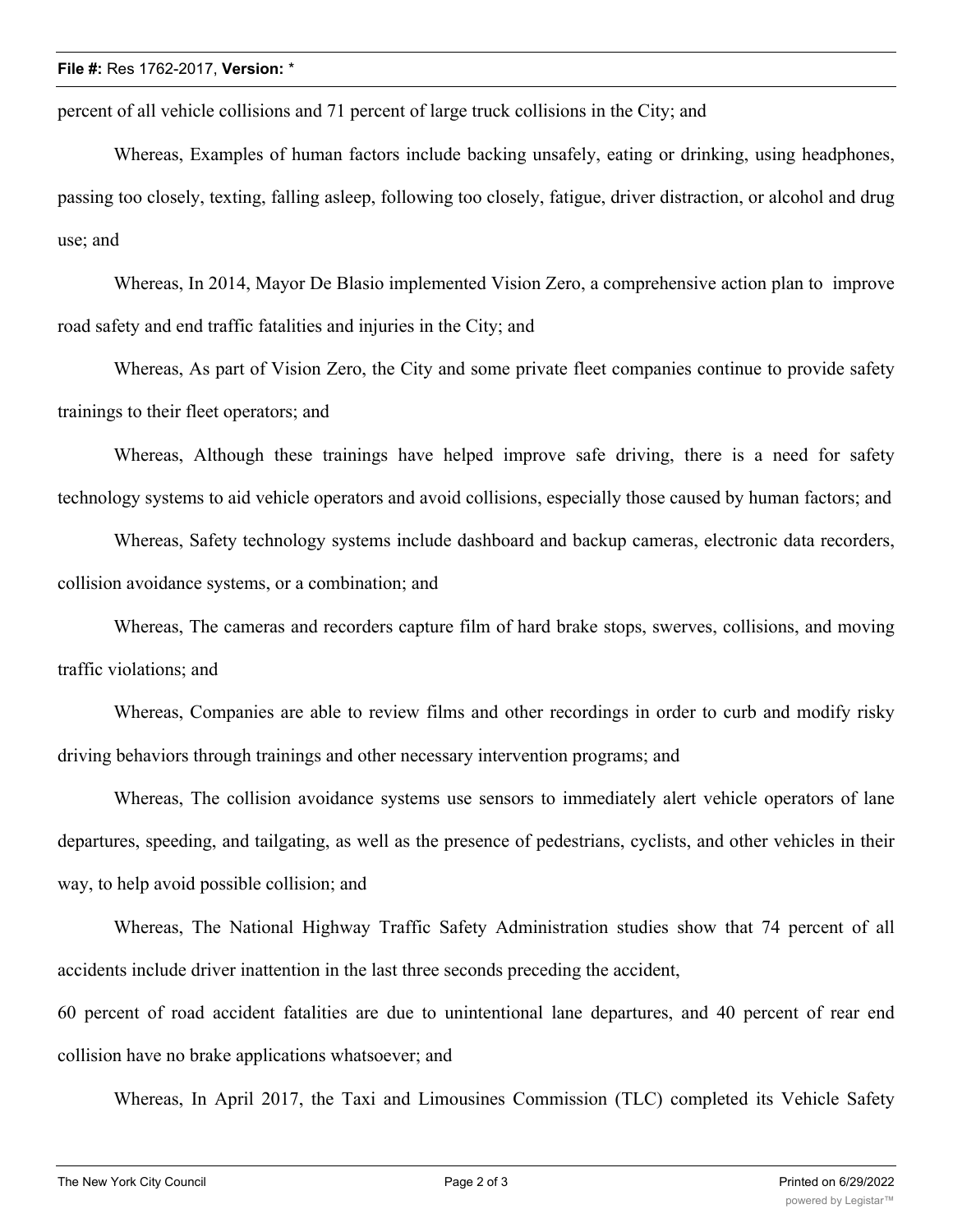percent of all vehicle collisions and 71 percent of large truck collisions in the City; and

Whereas, Examples of human factors include backing unsafely, eating or drinking, using headphones, passing too closely, texting, falling asleep, following too closely, fatigue, driver distraction, or alcohol and drug use; and

Whereas, In 2014, Mayor De Blasio implemented Vision Zero, a comprehensive action plan to improve road safety and end traffic fatalities and injuries in the City; and

Whereas, As part of Vision Zero, the City and some private fleet companies continue to provide safety trainings to their fleet operators; and

Whereas, Although these trainings have helped improve safe driving, there is a need for safety technology systems to aid vehicle operators and avoid collisions, especially those caused by human factors; and

Whereas, Safety technology systems include dashboard and backup cameras, electronic data recorders, collision avoidance systems, or a combination; and

Whereas, The cameras and recorders capture film of hard brake stops, swerves, collisions, and moving traffic violations; and

Whereas, Companies are able to review films and other recordings in order to curb and modify risky driving behaviors through trainings and other necessary intervention programs; and

Whereas, The collision avoidance systems use sensors to immediately alert vehicle operators of lane departures, speeding, and tailgating, as well as the presence of pedestrians, cyclists, and other vehicles in their way, to help avoid possible collision; and

Whereas, The National Highway Traffic Safety Administration studies show that 74 percent of all accidents include driver inattention in the last three seconds preceding the accident,
60 percent of road accident fatalities are due to unintentional lane departures, and 40 percent of rear end collision have no brake applications whatsoever; and

Whereas, In April 2017, the Taxi and Limousines Commission (TLC) completed its Vehicle Safety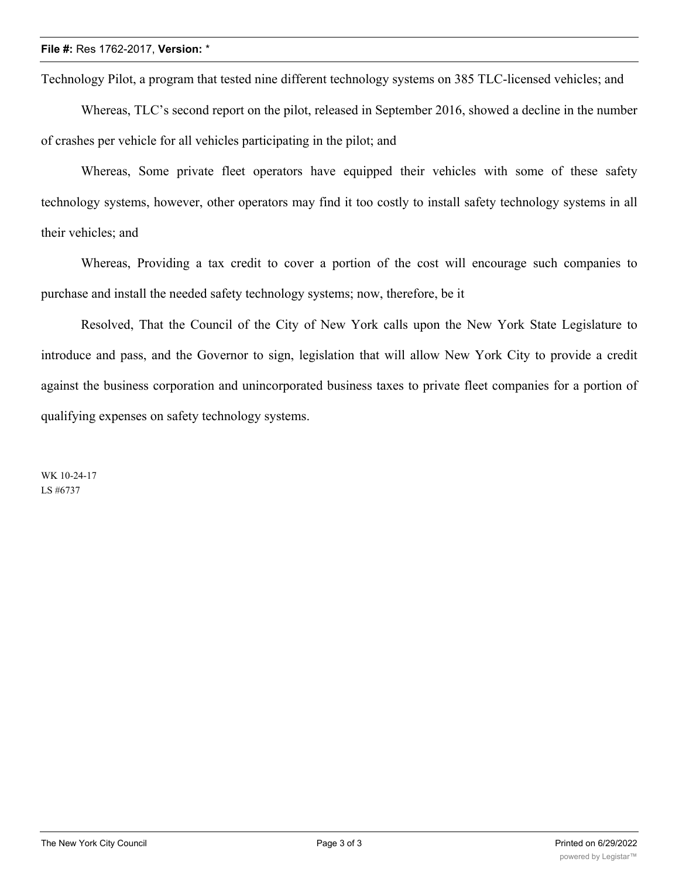Technology Pilot, a program that tested nine different technology systems on 385 TLC-licensed vehicles; and

Whereas, TLC's second report on the pilot, released in September 2016, showed a decline in the number of crashes per vehicle for all vehicles participating in the pilot; and

Whereas, Some private fleet operators have equipped their vehicles with some of these safety technology systems, however, other operators may find it too costly to install safety technology systems in all their vehicles; and

Whereas, Providing a tax credit to cover a portion of the cost will encourage such companies to purchase and install the needed safety technology systems; now, therefore, be it

Resolved, That the Council of the City of New York calls upon the New York State Legislature to introduce and pass, and the Governor to sign, legislation that will allow New York City to provide a credit against the business corporation and unincorporated business taxes to private fleet companies for a portion of qualifying expenses on safety technology systems.

WK 10-24-17
LS #6737